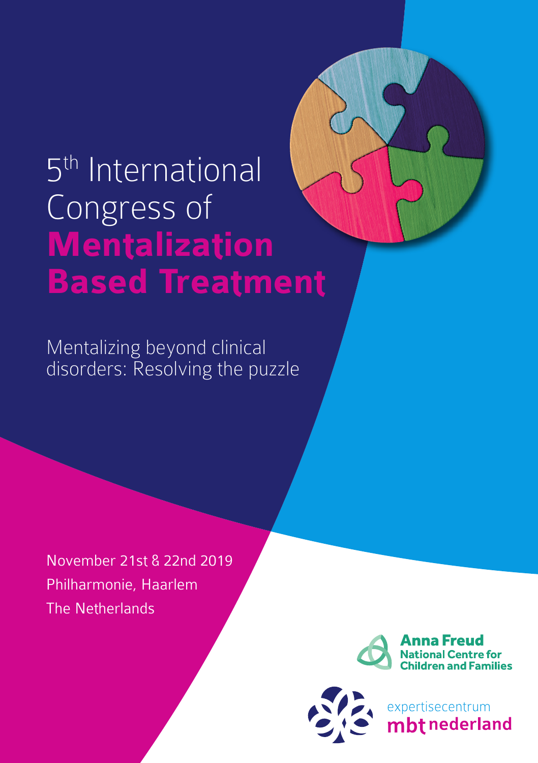# 5th International Congress of **Mentalization Based Treatment**

Mentalizing beyond clinical disorders: Resolving the puzzle

November 21st & 22nd 2019
Philharmonie, Haarlem
The Netherlands

**Anna Freud**
**National Centre for Children and Families**

expertisecentrum
**mbt nederland**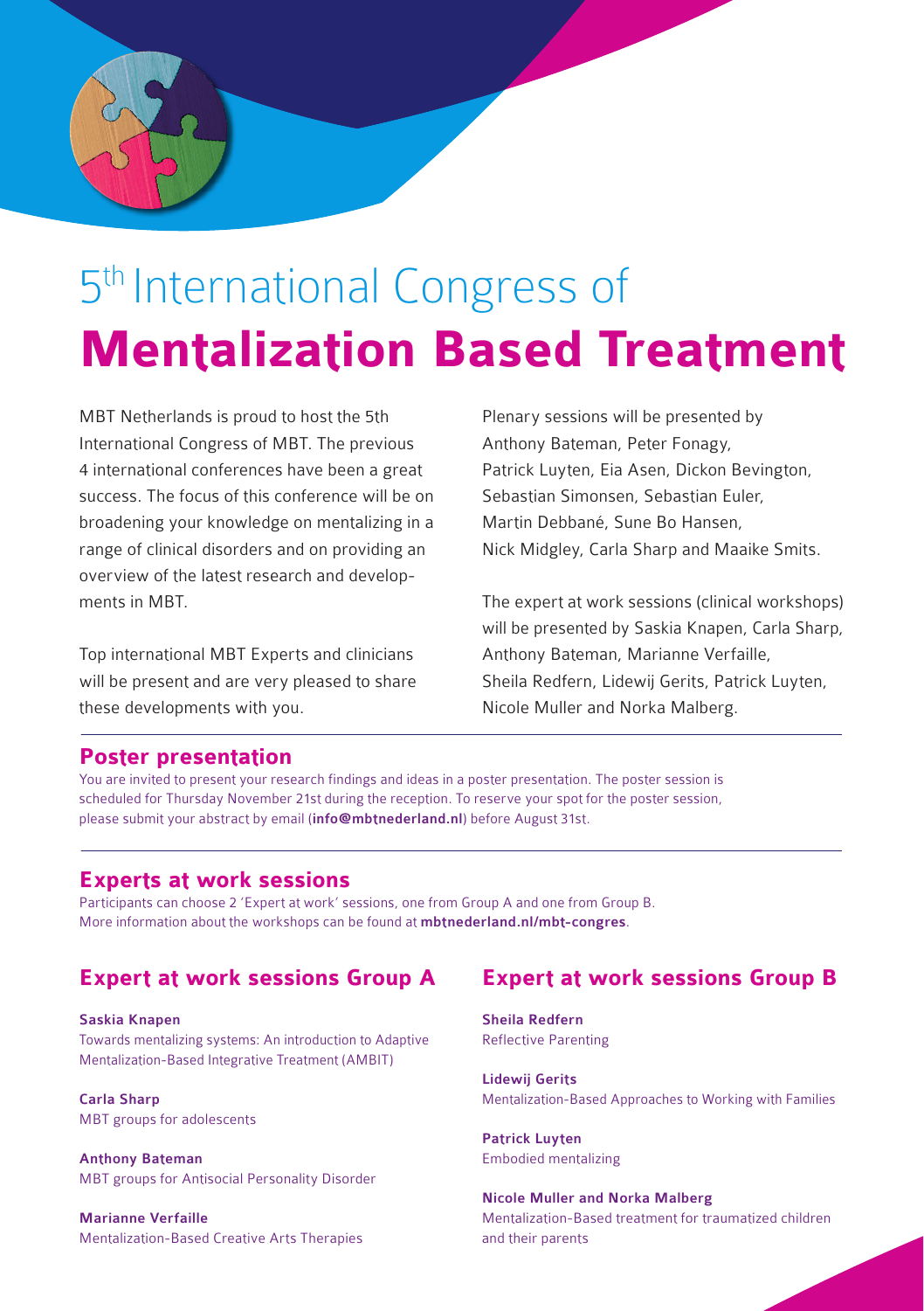# 5th International Congress of **Mentalization Based Treatment**

MBT Netherlands is proud to host the 5th International Congress of MBT. The previous 4 international conferences have been a great success. The focus of this conference will be on broadening your knowledge on mentalizing in a range of clinical disorders and on providing an overview of the latest research and developments in MBT.

Top international MBT Experts and clinicians will be present and are very pleased to share these developments with you.

Plenary sessions will be presented by Anthony Bateman, Peter Fonagy, Patrick Luyten, Eia Asen, Dickon Bevington, Sebastian Simonsen, Sebastian Euler, Martin Debbané, Sune Bo Hansen, Nick Midgley, Carla Sharp and Maaike Smits.

The expert at work sessions (clinical workshops) will be presented by Saskia Knapen, Carla Sharp, Anthony Bateman, Marianne Verfaille, Sheila Redfern, Lidewij Gerits, Patrick Luyten, Nicole Muller and Norka Malberg.

## Poster presentation

You are invited to present your research findings and ideas in a poster presentation. The poster session is scheduled for Thursday November 21st during the reception. To reserve your spot for the poster session, please submit your abstract by email (**info@mbtnederland.nl**) before August 31st.

## Experts at work sessions

Participants can choose 2 'Expert at work' sessions, one from Group A and one from Group B. More information about the workshops can be found at **mbtnederland.nl/mbt-congres**.

### Expert at work sessions Group A

**Saskia Knapen**
Towards mentalizing systems: An introduction to Adaptive Mentalization-Based Integrative Treatment (AMBIT)

**Carla Sharp**
MBT groups for adolescents

**Anthony Bateman**
MBT groups for Antisocial Personality Disorder

**Marianne Verfaille**
Mentalization-Based Creative Arts Therapies

### Expert at work sessions Group B

**Sheila Redfern**
Reflective Parenting

**Lidewij Gerits**
Mentalization-Based Approaches to Working with Families

**Patrick Luyten**
Embodied mentalizing

**Nicole Muller and Norka Malberg**
Mentalization-Based treatment for traumatized children and their parents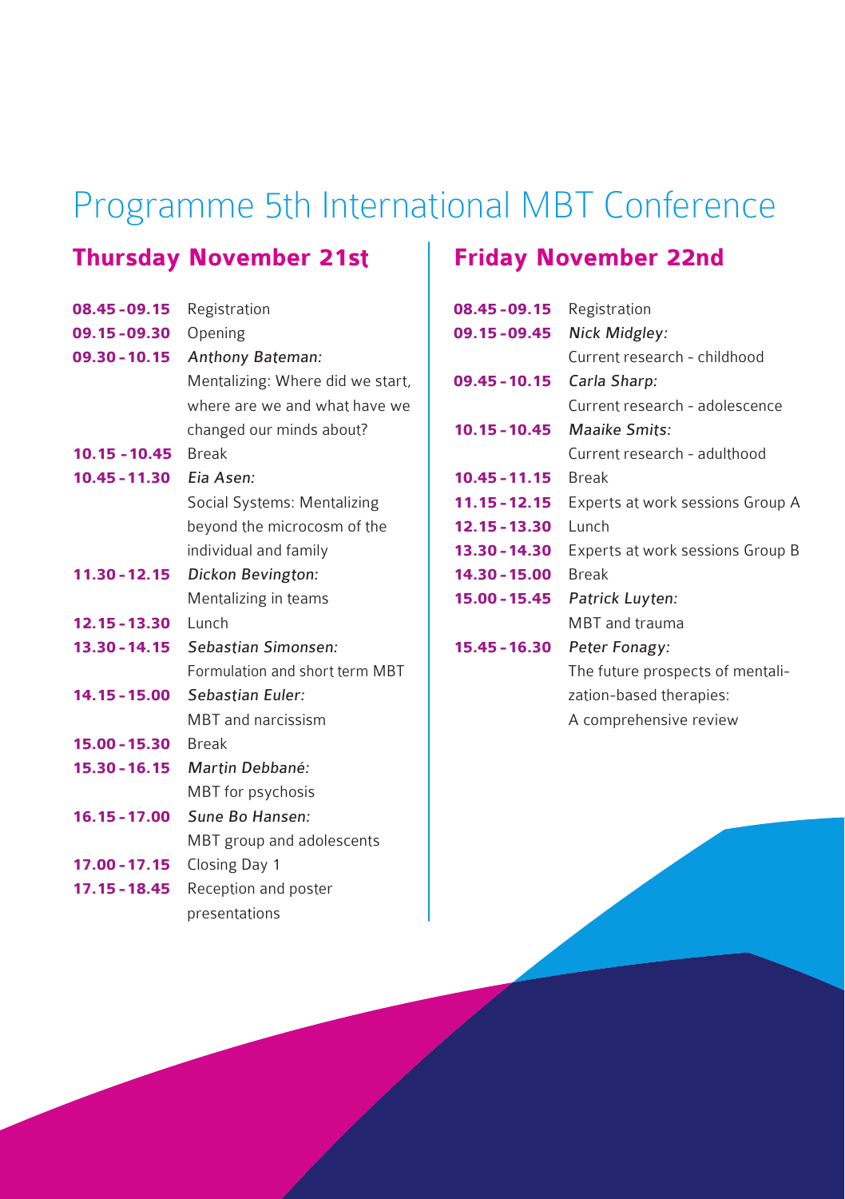# Programme 5th International MBT Conference

## Thursday November 21st

| | |
|---|---|
| **08.45 - 09.15** | Registration |
| **09.15 - 09.30** | Opening |
| **09.30 - 10.15** | *Anthony Bateman:* Mentalizing: Where did we start, where are we and what have we changed our minds about? |
| **10.15 - 10.45** | Break |
| **10.45 - 11.30** | *Eia Asen:* Social Systems: Mentalizing beyond the microcosm of the individual and family |
| **11.30 - 12.15** | *Dickon Bevington:* Mentalizing in teams |
| **12.15 - 13.30** | Lunch |
| **13.30 - 14.15** | *Sebastian Simonsen:* Formulation and short term MBT |
| **14.15 - 15.00** | *Sebastian Euler:* MBT and narcissism |
| **15.00 - 15.30** | Break |
| **15.30 - 16.15** | *Martin Debbané:* MBT for psychosis |
| **16.15 - 17.00** | *Sune Bo Hansen:* MBT group and adolescents |
| **17.00 - 17.15** | Closing Day 1 |
| **17.15 - 18.45** | Reception and poster presentations |

## Friday November 22nd

| | |
|---|---|
| **08.45 - 09.15** | Registration |
| **09.15 - 09.45** | *Nick Midgley:* Current research - childhood |
| **09.45 - 10.15** | *Carla Sharp:* Current research - adolescence |
| **10.15 - 10.45** | *Maaike Smits:* Current research - adulthood |
| **10.45 - 11.15** | Break |
| **11.15 - 12.15** | Experts at work sessions Group A |
| **12.15 - 13.30** | Lunch |
| **13.30 - 14.30** | Experts at work sessions Group B |
| **14.30 - 15.00** | Break |
| **15.00 - 15.45** | *Patrick Luyten:* MBT and trauma |
| **15.45 - 16.30** | *Peter Fonagy:* The future prospects of mentalization-based therapies: A comprehensive review |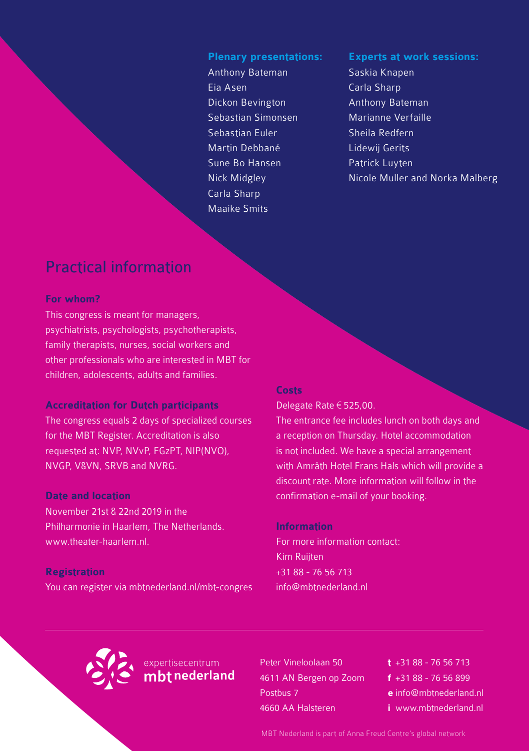**Plenary presentations:**

Anthony Bateman
Eia Asen
Dickon Bevington
Sebastian Simonsen
Sebastian Euler
Martin Debbané
Sune Bo Hansen
Nick Midgley
Carla Sharp
Maaike Smits

**Experts at work sessions:**

Saskia Knapen
Carla Sharp
Anthony Bateman
Marianne Verfaille
Sheila Redfern
Lidewij Gerits
Patrick Luyten
Nicole Muller and Norka Malberg

# Practical information

### For whom?

This congress is meant for managers, psychiatrists, psychologists, psychotherapists, family therapists, nurses, social workers and other professionals who are interested in MBT for children, adolescents, adults and families.

### Accreditation for Dutch participants

The congress equals 2 days of specialized courses for the MBT Register. Accreditation is also requested at: NVP, NVvP, FGzPT, NIP(NVO), NVGP, V8VN, SRVB and NVRG.

### Date and location

November 21st & 22nd 2019 in the Philharmonie in Haarlem, The Netherlands.
www.theater-haarlem.nl.

### Registration

You can register via mbtnederland.nl/mbt-congres

### Costs

Delegate Rate € 525,00.
The entrance fee includes lunch on both days and a reception on Thursday. Hotel accommodation is not included. We have a special arrangement with Amrâth Hotel Frans Hals which will provide a discount rate. More information will follow in the confirmation e-mail of your booking.

### Information

For more information contact:
Kim Ruijten
+31 88 - 76 56 713
info@mbtnederland.nl

---

expertisecentrum
**mbt nederland**

Peter Vineloolaan 50
4611 AN Bergen op Zoom
Postbus 7
4660 AA Halsteren

**t** +31 88 - 76 56 713
**f** +31 88 - 76 56 899
**e** info@mbtnederland.nl
**i** www.mbtnederland.nl

MBT Nederland is part of Anna Freud Centre's global network